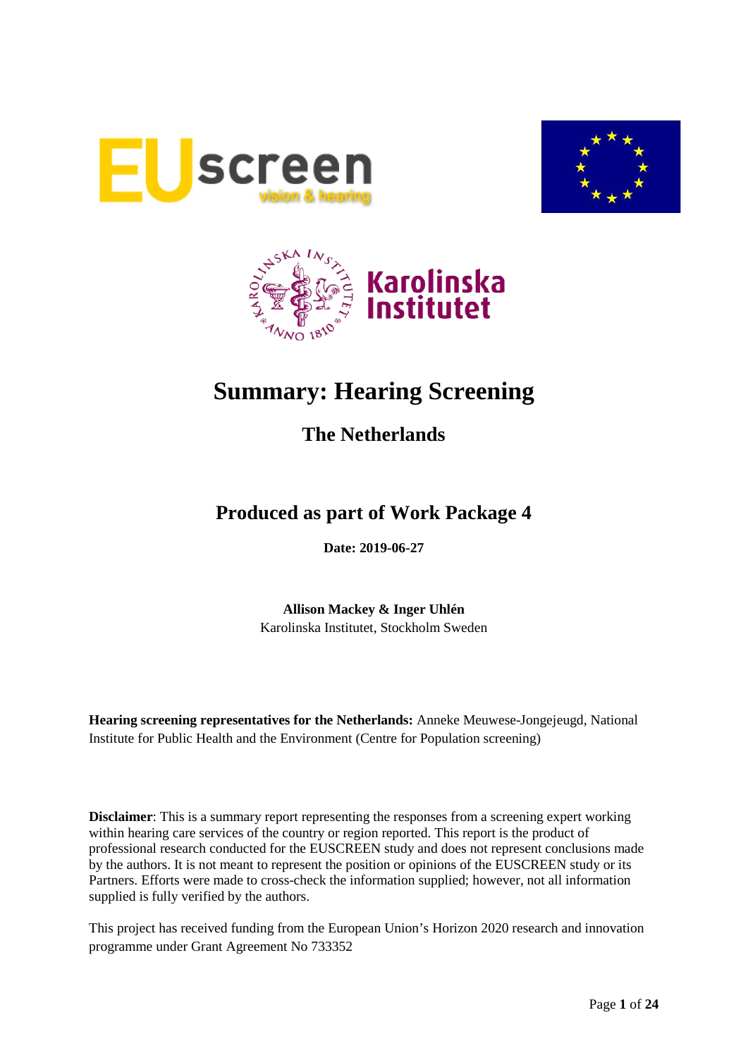# Summary: Hearing Screening

## The Netherlands

## Produced as part of Work Package 4

**Date: 2019-06-27**

**Allison Mackey & Inger Uhlén**
Karolinska Institutet, Stockholm Sweden

**Hearing screening representatives for the Netherlands:** Anneke Meuwese-Jongejeugd, National Institute for Public Health and the Environment (Centre for Population screening)

**Disclaimer**: This is a summary report representing the responses from a screening expert working within hearing care services of the country or region reported. This report is the product of professional research conducted for the EUSCREEN study and does not represent conclusions made by the authors. It is not meant to represent the position or opinions of the EUSCREEN study or its Partners. Efforts were made to cross-check the information supplied; however, not all information supplied is fully verified by the authors.

This project has received funding from the European Union's Horizon 2020 research and innovation programme under Grant Agreement No 733352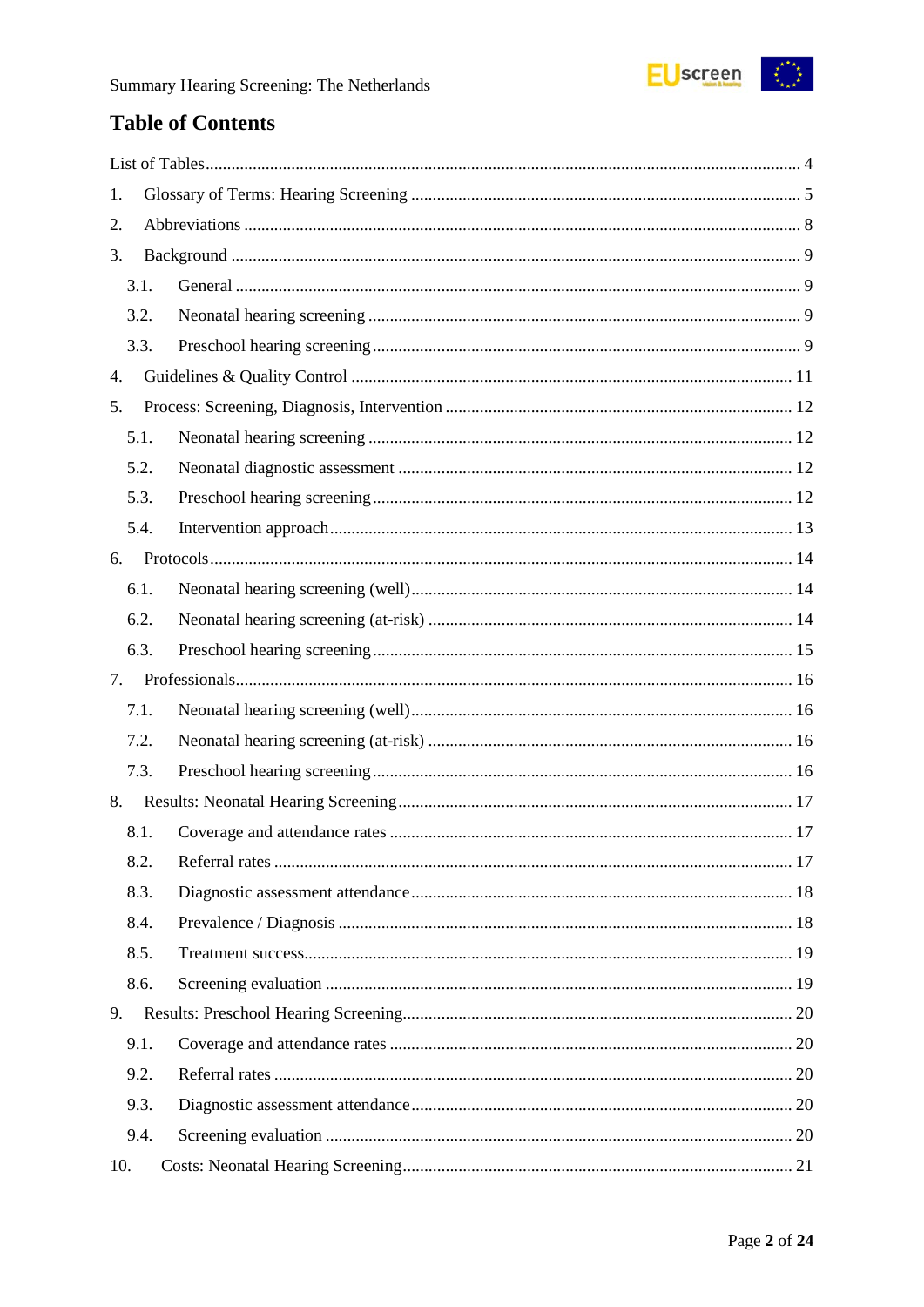## Table of Contents

List of Tables ........................................................................................................................ 4

1. Glossary of Terms: Hearing Screening ......................................................................... 5
2. Abbreviations ................................................................................................................. 8
3. Background ................................................................................................................... 9
    - 3.1. General ................................................................................................................. 9
    - 3.2. Neonatal hearing screening .................................................................................. 9
    - 3.3. Preschool hearing screening ................................................................................. 9
4. Guidelines & Quality Control ..................................................................................... 11
5. Process: Screening, Diagnosis, Intervention ............................................................... 12
    - 5.1. Neonatal hearing screening ................................................................................ 12
    - 5.2. Neonatal diagnostic assessment .......................................................................... 12
    - 5.3. Preschool hearing screening ................................................................................ 12
    - 5.4. Intervention approach ......................................................................................... 13
6. Protocols ...................................................................................................................... 14
    - 6.1. Neonatal hearing screening (well) ...................................................................... 14
    - 6.2. Neonatal hearing screening (at-risk) .................................................................. 14
    - 6.3. Preschool hearing screening ................................................................................ 15
7. Professionals ................................................................................................................ 16
    - 7.1. Neonatal hearing screening (well) ...................................................................... 16
    - 7.2. Neonatal hearing screening (at-risk) .................................................................. 16
    - 7.3. Preschool hearing screening ................................................................................ 16
8. Results: Neonatal Hearing Screening .......................................................................... 17
    - 8.1. Coverage and attendance rates ........................................................................... 17
    - 8.2. Referral rates ....................................................................................................... 17
    - 8.3. Diagnostic assessment attendance ...................................................................... 18
    - 8.4. Prevalence / Diagnosis ........................................................................................ 18
    - 8.5. Treatment success ............................................................................................... 19
    - 8.6. Screening evaluation ........................................................................................... 19
9. Results: Preschool Hearing Screening ......................................................................... 20
    - 9.1. Coverage and attendance rates ........................................................................... 20
    - 9.2. Referral rates ....................................................................................................... 20
    - 9.3. Diagnostic assessment attendance ...................................................................... 20
    - 9.4. Screening evaluation ........................................................................................... 20
10. Costs: Neonatal Hearing Screening ............................................................................. 21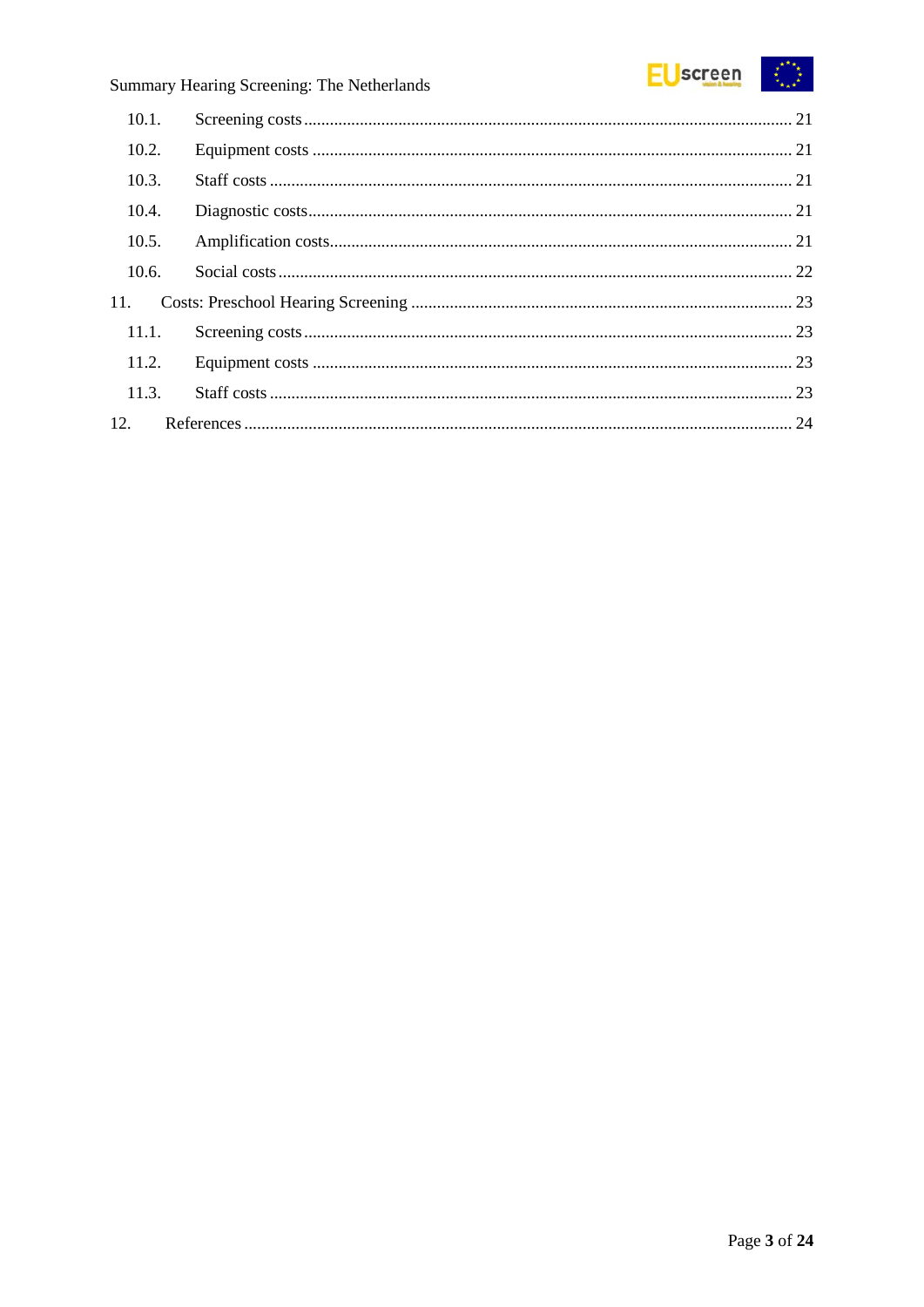10.1. Screening costs ............................................................................................................ 21

10.2. Equipment costs ........................................................................................................... 21

10.3. Staff costs ..................................................................................................................... 21

10.4. Diagnostic costs ............................................................................................................ 21

10.5. Amplification costs ....................................................................................................... 21

10.6. Social costs ................................................................................................................... 22

11. Costs: Preschool Hearing Screening ..................................................................................... 23

11.1. Screening costs ............................................................................................................ 23

11.2. Equipment costs ........................................................................................................... 23

11.3. Staff costs ..................................................................................................................... 23

12. References ............................................................................................................................ 24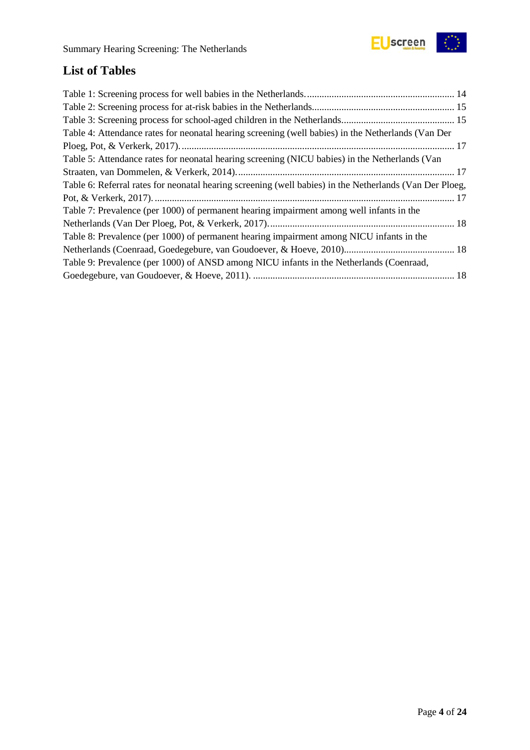## List of Tables

Table 1: Screening process for well babies in the Netherlands. ........................................................... 14

Table 2: Screening process for at-risk babies in the Netherlands. ........................................................ 15

Table 3: Screening process for school-aged children in the Netherlands. ............................................ 15

Table 4: Attendance rates for neonatal hearing screening (well babies) in the Netherlands (Van Der Ploeg, Pot, & Verkerk, 2017). ............................................................................................................ 17

Table 5: Attendance rates for neonatal hearing screening (NICU babies) in the Netherlands (Van Straaten, van Dommelen, & Verkerk, 2014). ...................................................................................... 17

Table 6: Referral rates for neonatal hearing screening (well babies) in the Netherlands (Van Der Ploeg, Pot, & Verkerk, 2017). ........................................................................................................................ 17

Table 7: Prevalence (per 1000) of permanent hearing impairment among well infants in the Netherlands (Van Der Ploeg, Pot, & Verkerk, 2017). ......................................................................... 18

Table 8: Prevalence (per 1000) of permanent hearing impairment among NICU infants in the Netherlands (Coenraad, Goedegebure, van Goudoever, & Hoeve, 2010). ........................................... 18

Table 9: Prevalence (per 1000) of ANSD among NICU infants in the Netherlands (Coenraad, Goedegebure, van Goudoever, & Hoeve, 2011). ................................................................................ 18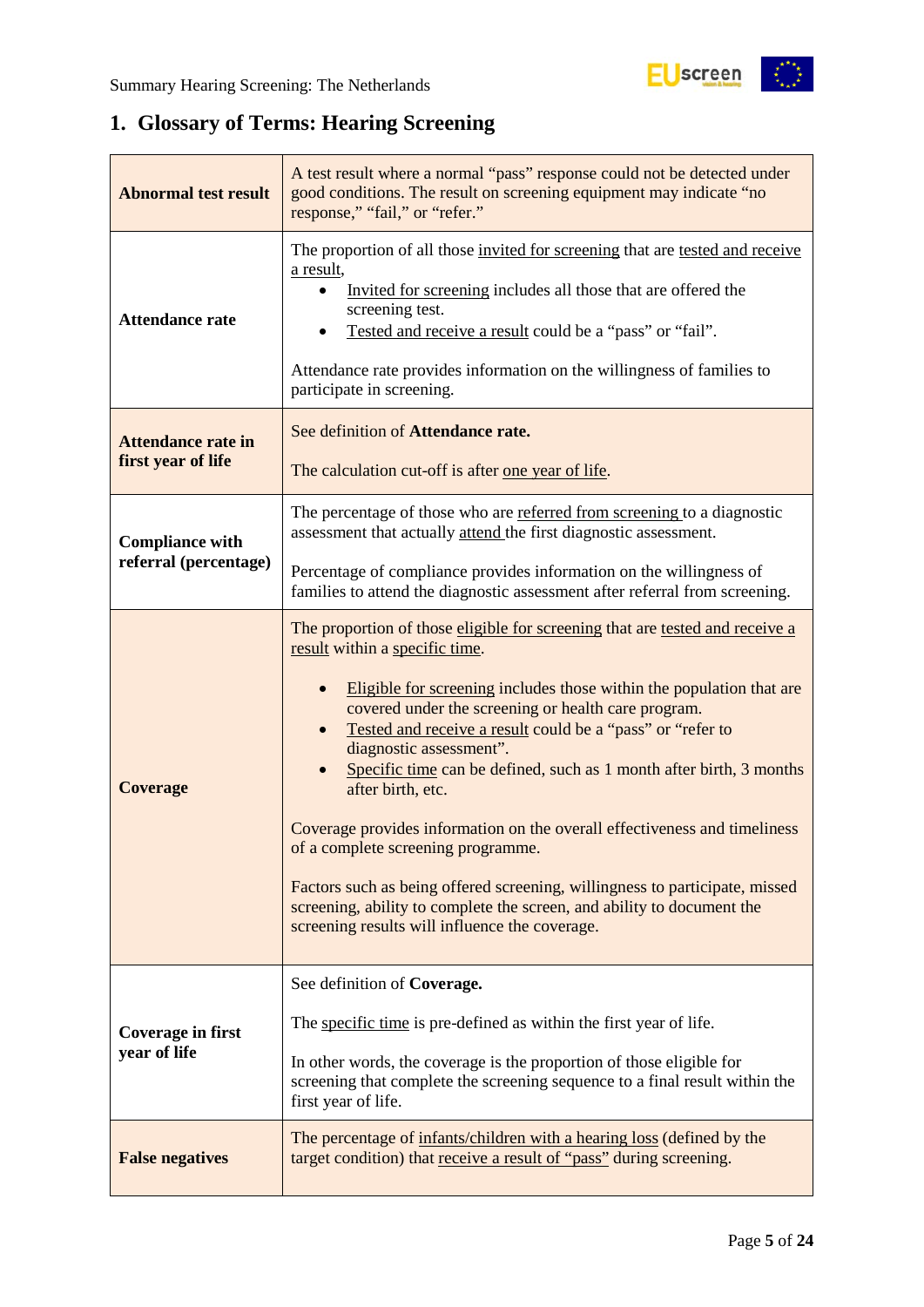## 1. Glossary of Terms: Hearing Screening

| | |
|---|---|
| **Abnormal test result** | A test result where a normal "pass" response could not be detected under good conditions. The result on screening equipment may indicate "no response," "fail," or "refer." |
| **Attendance rate** | The proportion of all those invited for screening that are tested and receive a result, <br>• Invited for screening includes all those that are offered the screening test. <br>• Tested and receive a result could be a "pass" or "fail". <br><br>Attendance rate provides information on the willingness of families to participate in screening. |
| **Attendance rate in first year of life** | See definition of **Attendance rate.** <br><br>The calculation cut-off is after one year of life. |
| **Compliance with referral (percentage)** | The percentage of those who are referred from screening to a diagnostic assessment that actually attend the first diagnostic assessment. <br><br>Percentage of compliance provides information on the willingness of families to attend the diagnostic assessment after referral from screening. |
| **Coverage** | The proportion of those eligible for screening that are tested and receive a result within a specific time. <br><br>• Eligible for screening includes those within the population that are covered under the screening or health care program. <br>• Tested and receive a result could be a "pass" or "refer to diagnostic assessment". <br>• Specific time can be defined, such as 1 month after birth, 3 months after birth, etc. <br><br>Coverage provides information on the overall effectiveness and timeliness of a complete screening programme. <br><br>Factors such as being offered screening, willingness to participate, missed screening, ability to complete the screen, and ability to document the screening results will influence the coverage. |
| **Coverage in first year of life** | See definition of **Coverage.** <br><br>The specific time is pre-defined as within the first year of life. <br><br>In other words, the coverage is the proportion of those eligible for screening that complete the screening sequence to a final result within the first year of life. |
| **False negatives** | The percentage of infants/children with a hearing loss (defined by the target condition) that receive a result of "pass" during screening. |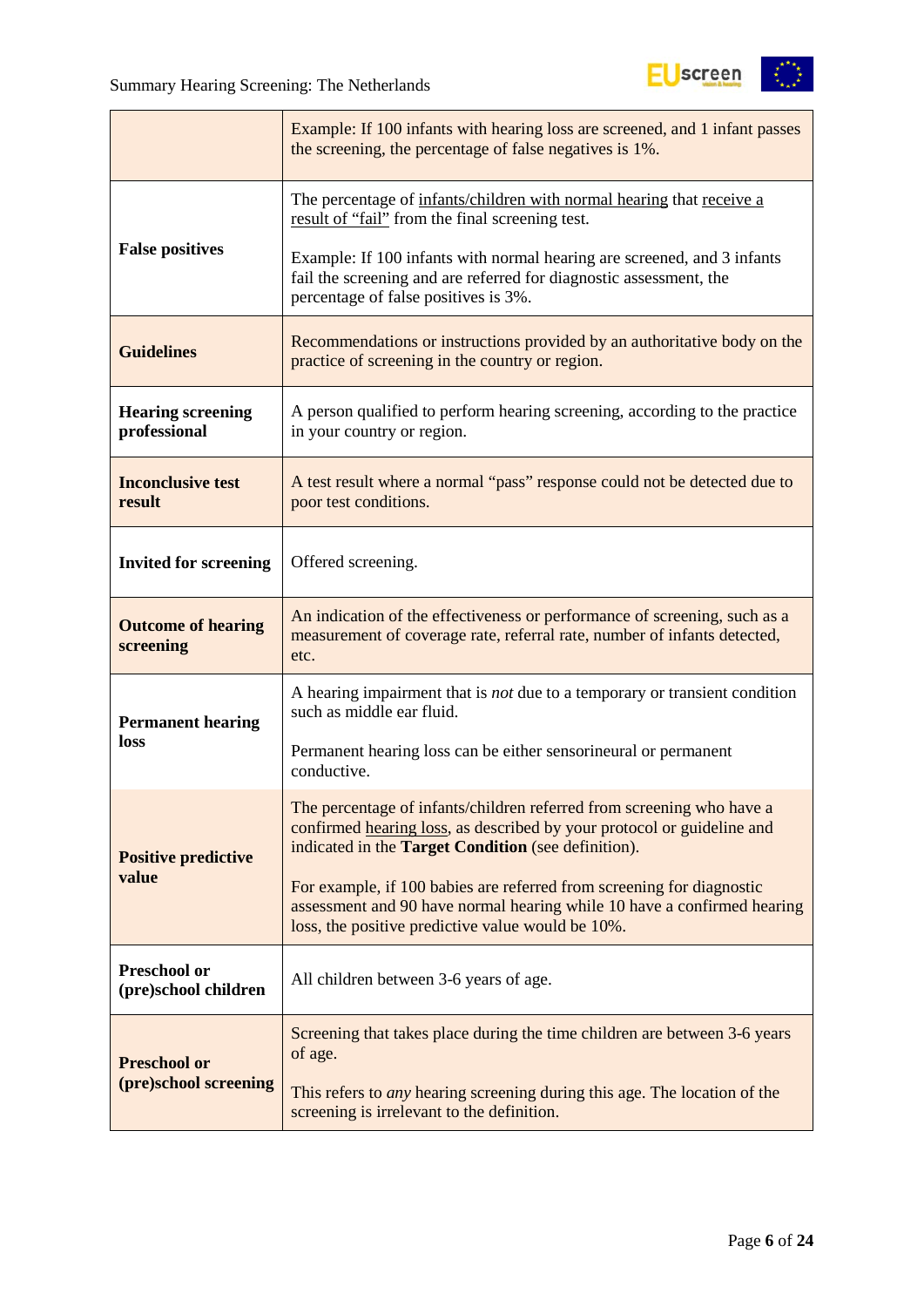| | |
|---|---|
| | Example: If 100 infants with hearing loss are screened, and 1 infant passes the screening, the percentage of false negatives is 1%. |
| **False positives** | The percentage of <u>infants/children with normal hearing</u> that <u>receive a result of "fail"</u> from the final screening test.<br><br>Example: If 100 infants with normal hearing are screened, and 3 infants fail the screening and are referred for diagnostic assessment, the percentage of false positives is 3%. |
| **Guidelines** | Recommendations or instructions provided by an authoritative body on the practice of screening in the country or region. |
| **Hearing screening professional** | A person qualified to perform hearing screening, according to the practice in your country or region. |
| **Inconclusive test result** | A test result where a normal "pass" response could not be detected due to poor test conditions. |
| **Invited for screening** | Offered screening. |
| **Outcome of hearing screening** | An indication of the effectiveness or performance of screening, such as a measurement of coverage rate, referral rate, number of infants detected, etc. |
| **Permanent hearing loss** | A hearing impairment that is *not* due to a temporary or transient condition such as middle ear fluid.<br><br>Permanent hearing loss can be either sensorineural or permanent conductive. |
| **Positive predictive value** | The percentage of infants/children referred from screening who have a confirmed <u>hearing loss</u>, as described by your protocol or guideline and indicated in the **Target Condition** (see definition).<br><br>For example, if 100 babies are referred from screening for diagnostic assessment and 90 have normal hearing while 10 have a confirmed hearing loss, the positive predictive value would be 10%. |
| **Preschool or (pre)school children** | All children between 3-6 years of age. |
| **Preschool or (pre)school screening** | Screening that takes place during the time children are between 3-6 years of age.<br><br>This refers to *any* hearing screening during this age. The location of the screening is irrelevant to the definition. |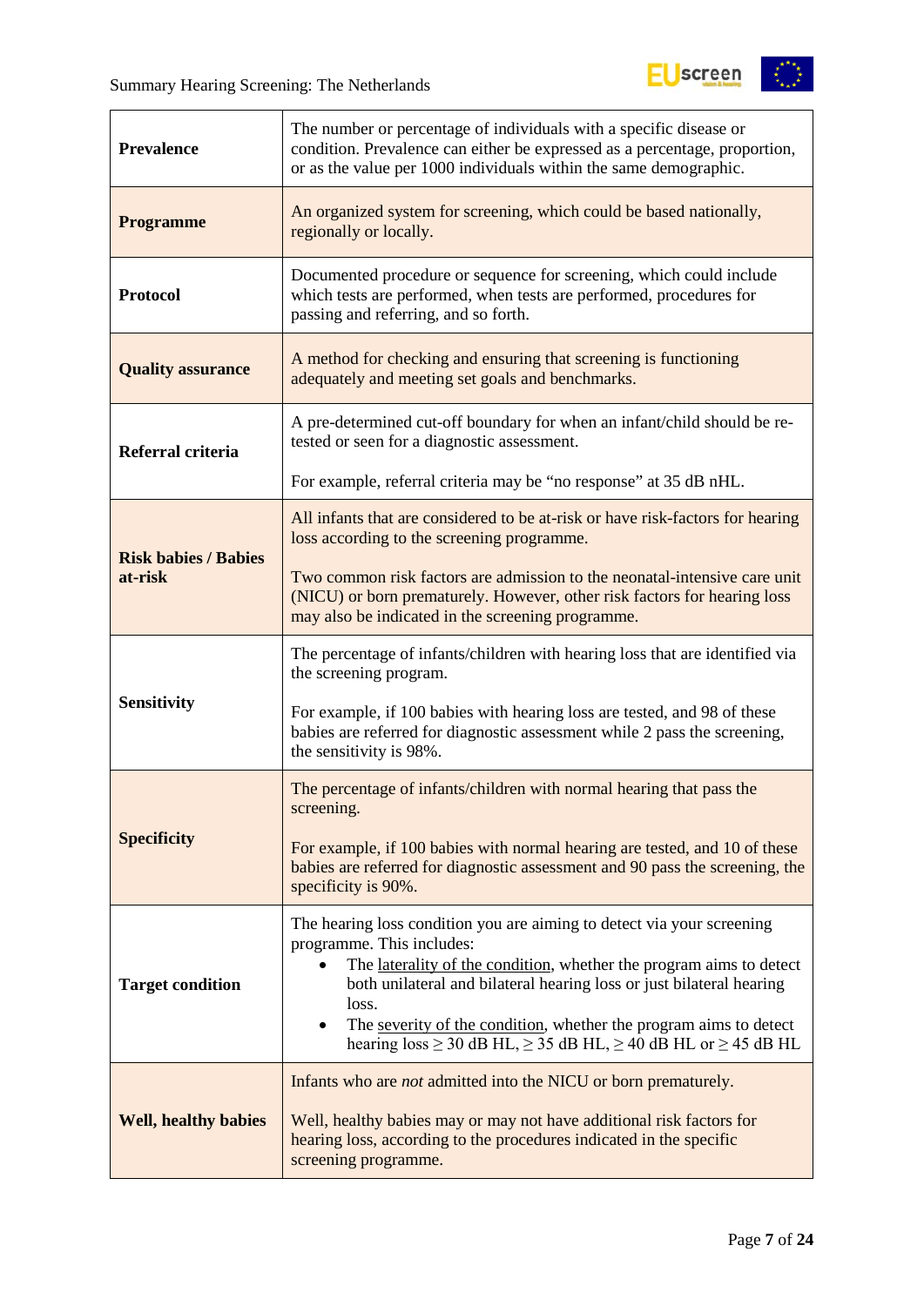| | |
|---|---|
| **Prevalence** | The number or percentage of individuals with a specific disease or condition. Prevalence can either be expressed as a percentage, proportion, or as the value per 1000 individuals within the same demographic. |
| **Programme** | An organized system for screening, which could be based nationally, regionally or locally. |
| **Protocol** | Documented procedure or sequence for screening, which could include which tests are performed, when tests are performed, procedures for passing and referring, and so forth. |
| **Quality assurance** | A method for checking and ensuring that screening is functioning adequately and meeting set goals and benchmarks. |
| **Referral criteria** | A pre-determined cut-off boundary for when an infant/child should be re-tested or seen for a diagnostic assessment.<br><br>For example, referral criteria may be "no response" at 35 dB nHL. |
| **Risk babies / Babies at-risk** | All infants that are considered to be at-risk or have risk-factors for hearing loss according to the screening programme.<br><br>Two common risk factors are admission to the neonatal-intensive care unit (NICU) or born prematurely. However, other risk factors for hearing loss may also be indicated in the screening programme. |
| **Sensitivity** | The percentage of infants/children with hearing loss that are identified via the screening program.<br><br>For example, if 100 babies with hearing loss are tested, and 98 of these babies are referred for diagnostic assessment while 2 pass the screening, the sensitivity is 98%. |
| **Specificity** | The percentage of infants/children with normal hearing that pass the screening.<br><br>For example, if 100 babies with normal hearing are tested, and 10 of these babies are referred for diagnostic assessment and 90 pass the screening, the specificity is 90%. |
| **Target condition** | The hearing loss condition you are aiming to detect via your screening programme. This includes:<br>• The laterality of the condition, whether the program aims to detect both unilateral and bilateral hearing loss or just bilateral hearing loss.<br>• The severity of the condition, whether the program aims to detect hearing loss ≥ 30 dB HL, ≥ 35 dB HL, ≥ 40 dB HL or ≥ 45 dB HL |
| **Well, healthy babies** | Infants who are *not* admitted into the NICU or born prematurely.<br><br>Well, healthy babies may or may not have additional risk factors for hearing loss, according to the procedures indicated in the specific screening programme. |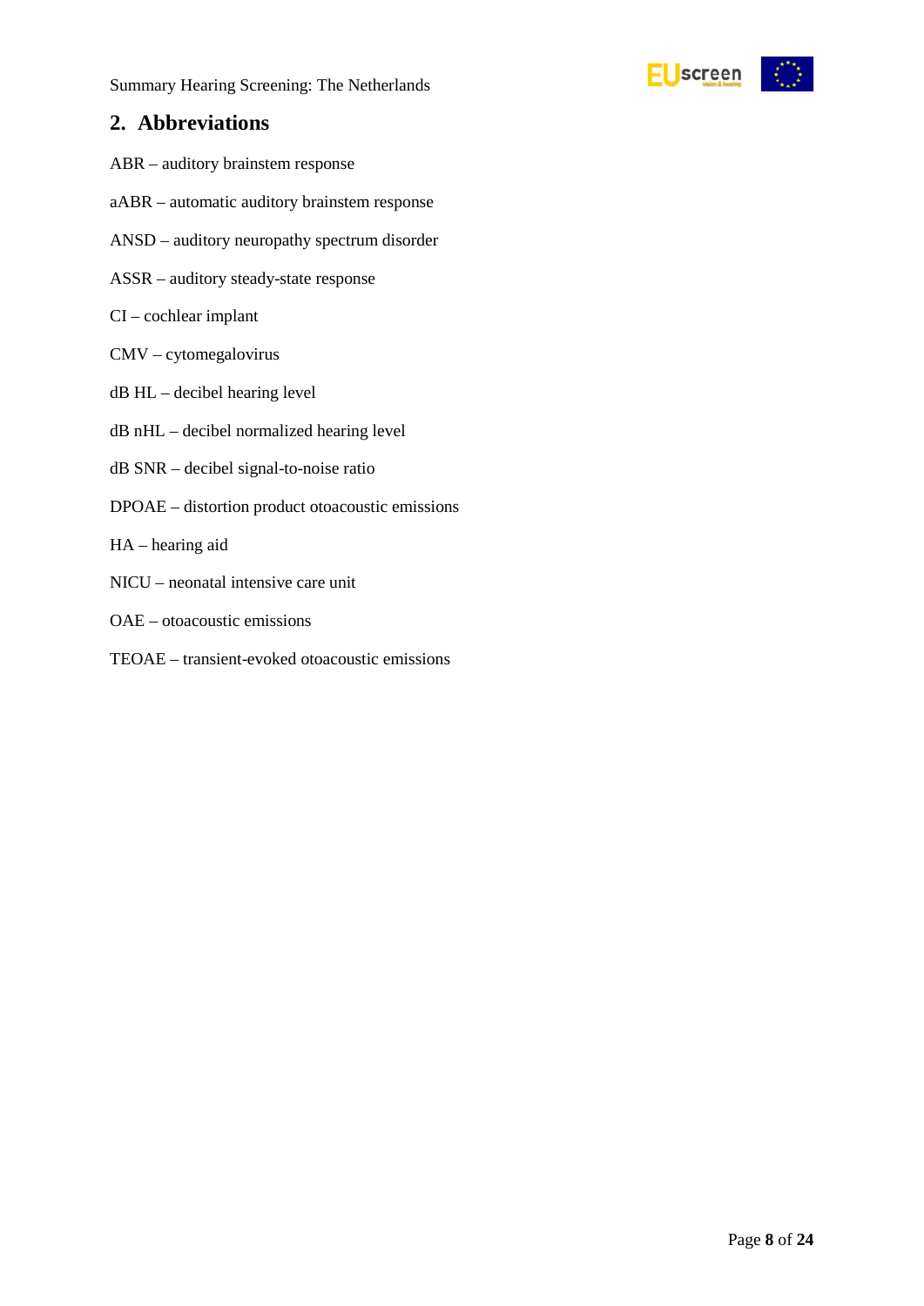## 2. Abbreviations

ABR – auditory brainstem response

aABR – automatic auditory brainstem response

ANSD – auditory neuropathy spectrum disorder

ASSR – auditory steady-state response

CI – cochlear implant

CMV – cytomegalovirus

dB HL – decibel hearing level

dB nHL – decibel normalized hearing level

dB SNR – decibel signal-to-noise ratio

DPOAE – distortion product otoacoustic emissions

HA – hearing aid

NICU – neonatal intensive care unit

OAE – otoacoustic emissions

TEOAE – transient-evoked otoacoustic emissions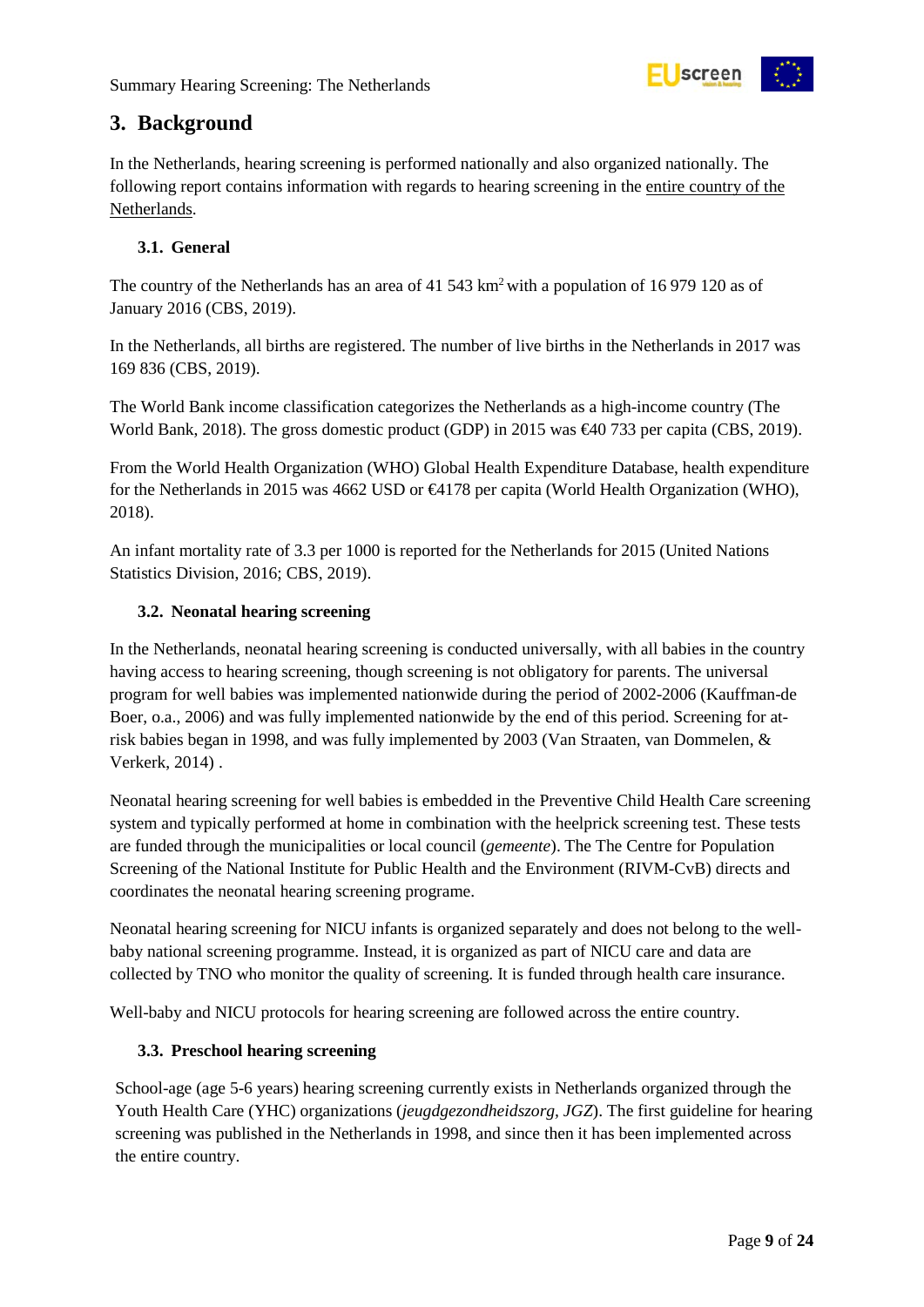## 3. Background

In the Netherlands, hearing screening is performed nationally and also organized nationally. The following report contains information with regards to hearing screening in the entire country of the Netherlands.

### 3.1. General

The country of the Netherlands has an area of 41 543 km$^2$ with a population of 16 979 120 as of January 2016 (CBS, 2019).

In the Netherlands, all births are registered. The number of live births in the Netherlands in 2017 was 169 836 (CBS, 2019).

The World Bank income classification categorizes the Netherlands as a high-income country (The World Bank, 2018). The gross domestic product (GDP) in 2015 was €40 733 per capita (CBS, 2019).

From the World Health Organization (WHO) Global Health Expenditure Database, health expenditure for the Netherlands in 2015 was 4662 USD or €4178 per capita (World Health Organization (WHO), 2018).

An infant mortality rate of 3.3 per 1000 is reported for the Netherlands for 2015 (United Nations Statistics Division, 2016; CBS, 2019).

### 3.2. Neonatal hearing screening

In the Netherlands, neonatal hearing screening is conducted universally, with all babies in the country having access to hearing screening, though screening is not obligatory for parents. The universal program for well babies was implemented nationwide during the period of 2002-2006 (Kauffman-de Boer, o.a., 2006) and was fully implemented nationwide by the end of this period. Screening for at-risk babies began in 1998, and was fully implemented by 2003 (Van Straaten, van Dommelen, & Verkerk, 2014) .

Neonatal hearing screening for well babies is embedded in the Preventive Child Health Care screening system and typically performed at home in combination with the heelprick screening test. These tests are funded through the municipalities or local council (*gemeente*). The The Centre for Population Screening of the National Institute for Public Health and the Environment (RIVM-CvB) directs and coordinates the neonatal hearing screening programe.

Neonatal hearing screening for NICU infants is organized separately and does not belong to the well-baby national screening programme. Instead, it is organized as part of NICU care and data are collected by TNO who monitor the quality of screening. It is funded through health care insurance.

Well-baby and NICU protocols for hearing screening are followed across the entire country.

### 3.3. Preschool hearing screening

School-age (age 5-6 years) hearing screening currently exists in Netherlands organized through the Youth Health Care (YHC) organizations (*jeugdgezondheidszorg, JGZ*). The first guideline for hearing screening was published in the Netherlands in 1998, and since then it has been implemented across the entire country.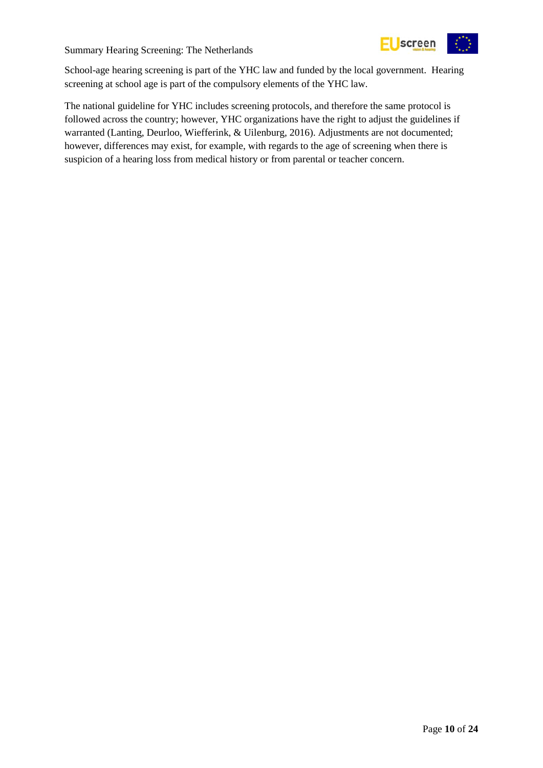School-age hearing screening is part of the YHC law and funded by the local government. Hearing screening at school age is part of the compulsory elements of the YHC law.

The national guideline for YHC includes screening protocols, and therefore the same protocol is followed across the country; however, YHC organizations have the right to adjust the guidelines if warranted (Lanting, Deurloo, Wiefferink, & Uilenburg, 2016). Adjustments are not documented; however, differences may exist, for example, with regards to the age of screening when there is suspicion of a hearing loss from medical history or from parental or teacher concern.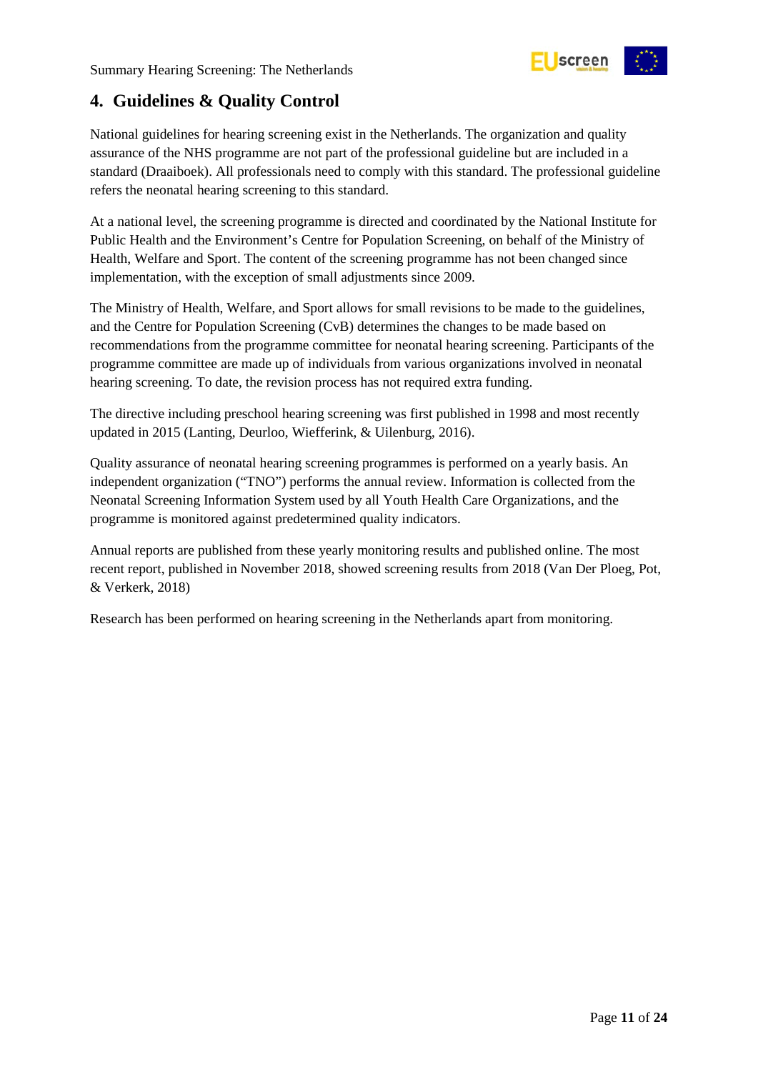## 4. Guidelines & Quality Control

National guidelines for hearing screening exist in the Netherlands. The organization and quality assurance of the NHS programme are not part of the professional guideline but are included in a standard (Draaiboek). All professionals need to comply with this standard. The professional guideline refers the neonatal hearing screening to this standard.

At a national level, the screening programme is directed and coordinated by the National Institute for Public Health and the Environment's Centre for Population Screening, on behalf of the Ministry of Health, Welfare and Sport. The content of the screening programme has not been changed since implementation, with the exception of small adjustments since 2009.

The Ministry of Health, Welfare, and Sport allows for small revisions to be made to the guidelines, and the Centre for Population Screening (CvB) determines the changes to be made based on recommendations from the programme committee for neonatal hearing screening. Participants of the programme committee are made up of individuals from various organizations involved in neonatal hearing screening. To date, the revision process has not required extra funding.

The directive including preschool hearing screening was first published in 1998 and most recently updated in 2015 (Lanting, Deurloo, Wiefferink, & Uilenburg, 2016).

Quality assurance of neonatal hearing screening programmes is performed on a yearly basis. An independent organization ("TNO") performs the annual review. Information is collected from the Neonatal Screening Information System used by all Youth Health Care Organizations, and the programme is monitored against predetermined quality indicators.

Annual reports are published from these yearly monitoring results and published online. The most recent report, published in November 2018, showed screening results from 2018 (Van Der Ploeg, Pot, & Verkerk, 2018)

Research has been performed on hearing screening in the Netherlands apart from monitoring.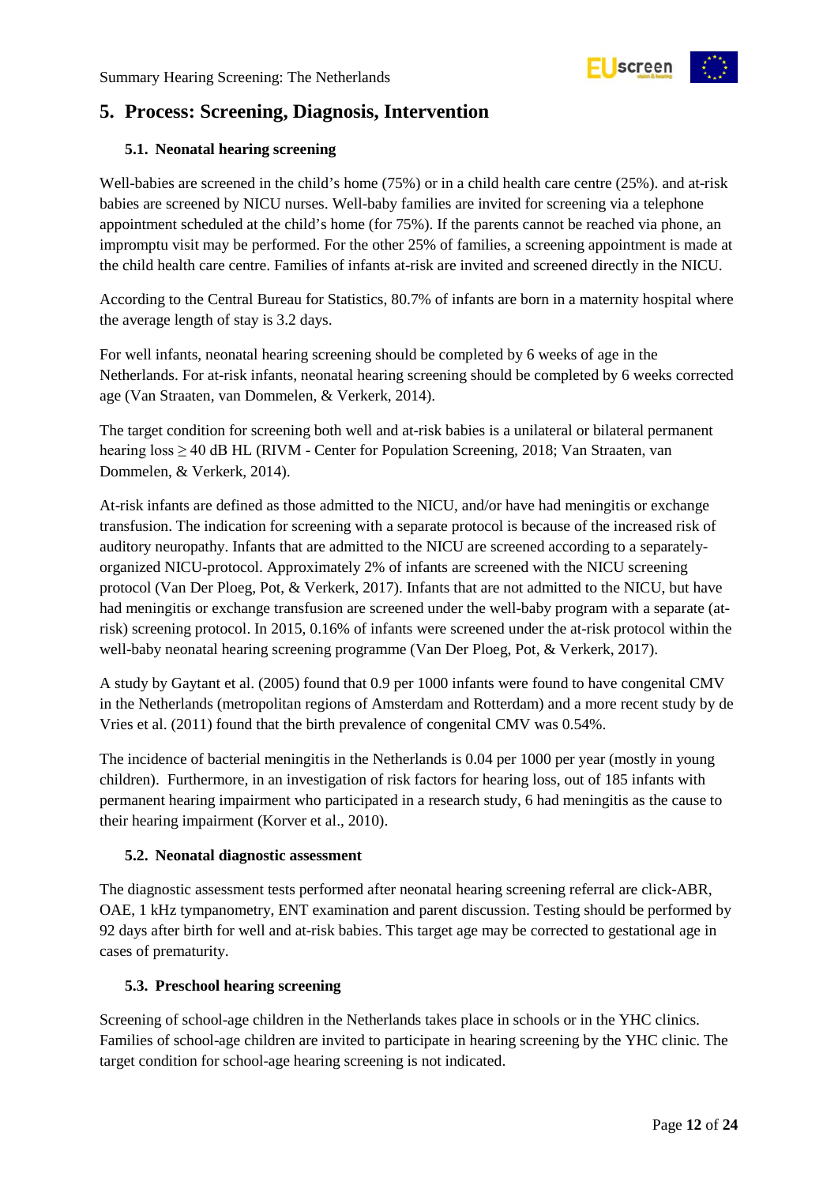## 5. Process: Screening, Diagnosis, Intervention

### 5.1. Neonatal hearing screening

Well-babies are screened in the child's home (75%) or in a child health care centre (25%). and at-risk babies are screened by NICU nurses. Well-baby families are invited for screening via a telephone appointment scheduled at the child's home (for 75%). If the parents cannot be reached via phone, an impromptu visit may be performed. For the other 25% of families, a screening appointment is made at the child health care centre. Families of infants at-risk are invited and screened directly in the NICU.

According to the Central Bureau for Statistics, 80.7% of infants are born in a maternity hospital where the average length of stay is 3.2 days.

For well infants, neonatal hearing screening should be completed by 6 weeks of age in the Netherlands. For at-risk infants, neonatal hearing screening should be completed by 6 weeks corrected age (Van Straaten, van Dommelen, & Verkerk, 2014).

The target condition for screening both well and at-risk babies is a unilateral or bilateral permanent hearing loss ≥ 40 dB HL (RIVM - Center for Population Screening, 2018; Van Straaten, van Dommelen, & Verkerk, 2014).

At-risk infants are defined as those admitted to the NICU, and/or have had meningitis or exchange transfusion. The indication for screening with a separate protocol is because of the increased risk of auditory neuropathy. Infants that are admitted to the NICU are screened according to a separately-organized NICU-protocol. Approximately 2% of infants are screened with the NICU screening protocol (Van Der Ploeg, Pot, & Verkerk, 2017). Infants that are not admitted to the NICU, but have had meningitis or exchange transfusion are screened under the well-baby program with a separate (at-risk) screening protocol. In 2015, 0.16% of infants were screened under the at-risk protocol within the well-baby neonatal hearing screening programme (Van Der Ploeg, Pot, & Verkerk, 2017).

A study by Gaytant et al. (2005) found that 0.9 per 1000 infants were found to have congenital CMV in the Netherlands (metropolitan regions of Amsterdam and Rotterdam) and a more recent study by de Vries et al. (2011) found that the birth prevalence of congenital CMV was 0.54%.

The incidence of bacterial meningitis in the Netherlands is 0.04 per 1000 per year (mostly in young children). Furthermore, in an investigation of risk factors for hearing loss, out of 185 infants with permanent hearing impairment who participated in a research study, 6 had meningitis as the cause to their hearing impairment (Korver et al., 2010).

### 5.2. Neonatal diagnostic assessment

The diagnostic assessment tests performed after neonatal hearing screening referral are click-ABR, OAE, 1 kHz tympanometry, ENT examination and parent discussion. Testing should be performed by 92 days after birth for well and at-risk babies. This target age may be corrected to gestational age in cases of prematurity.

### 5.3. Preschool hearing screening

Screening of school-age children in the Netherlands takes place in schools or in the YHC clinics. Families of school-age children are invited to participate in hearing screening by the YHC clinic. The target condition for school-age hearing screening is not indicated.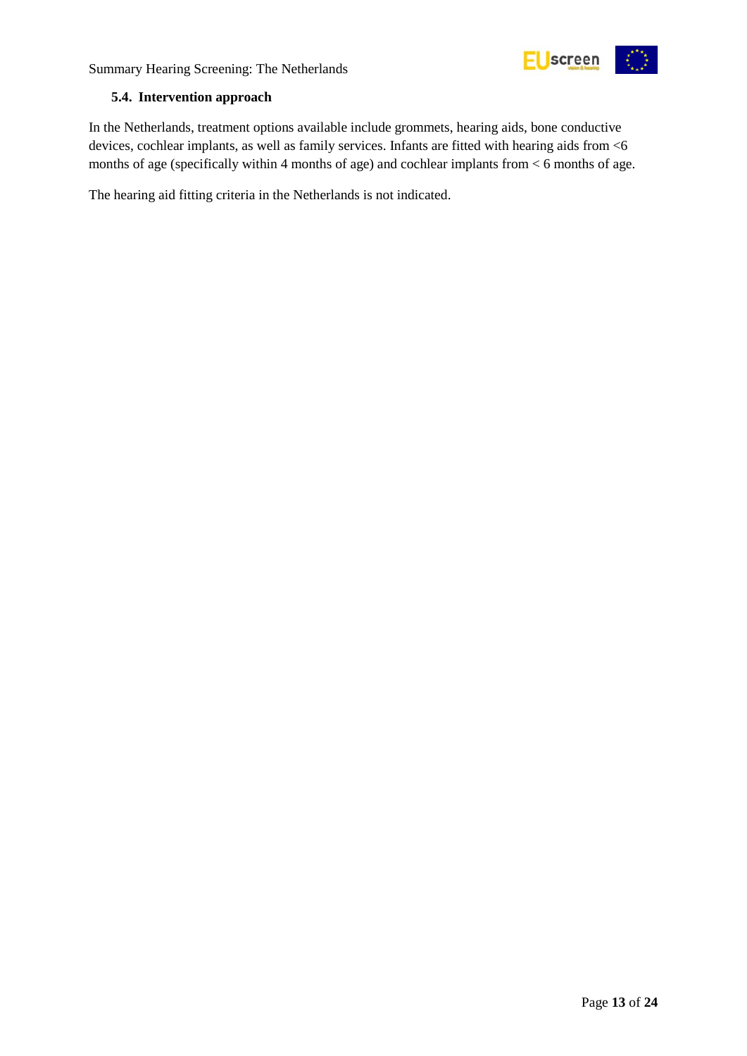### 5.4. Intervention approach

In the Netherlands, treatment options available include grommets, hearing aids, bone conductive devices, cochlear implants, as well as family services. Infants are fitted with hearing aids from <6 months of age (specifically within 4 months of age) and cochlear implants from < 6 months of age.

The hearing aid fitting criteria in the Netherlands is not indicated.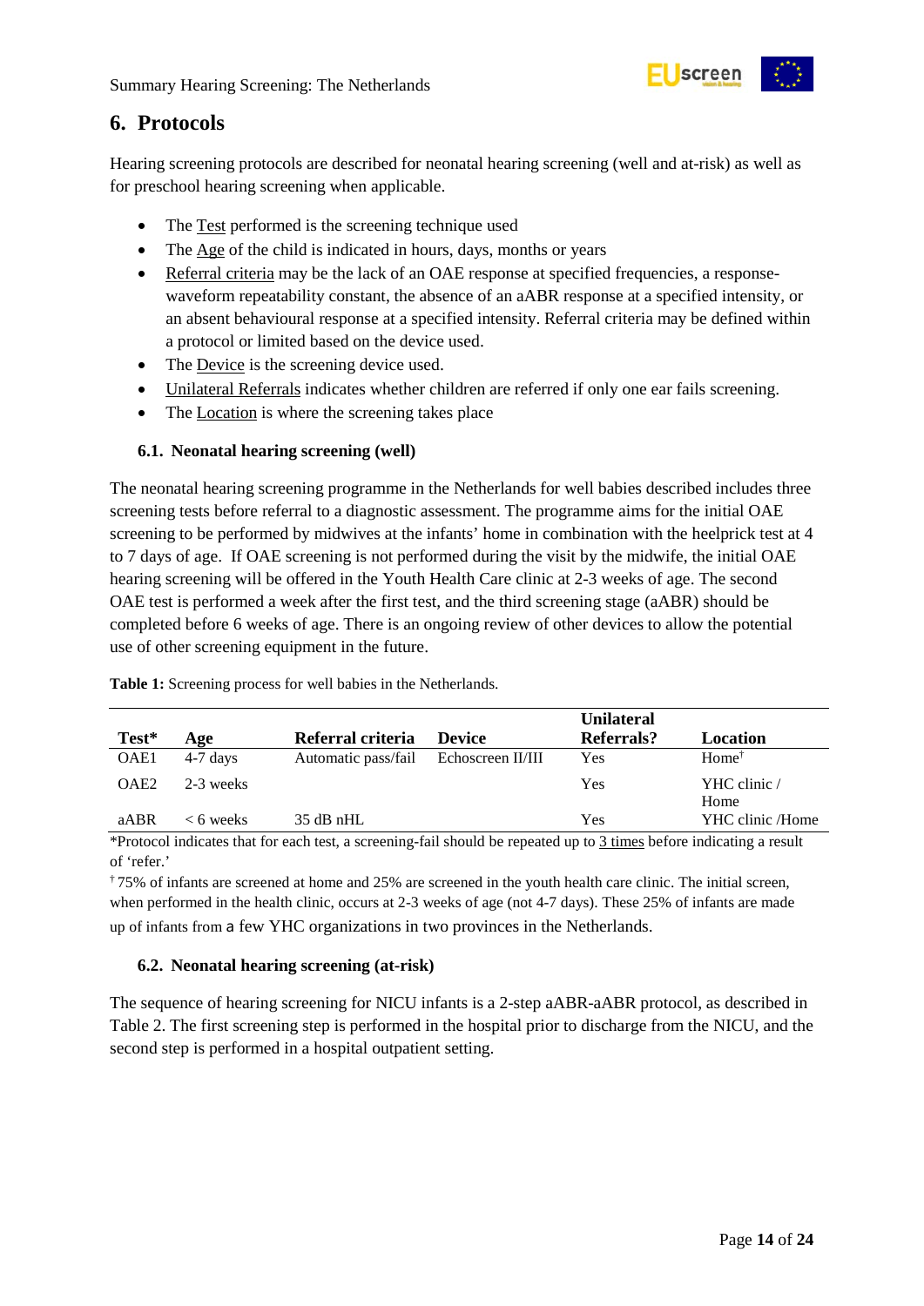## 6. Protocols

Hearing screening protocols are described for neonatal hearing screening (well and at-risk) as well as for preschool hearing screening when applicable.

- The Test performed is the screening technique used
- The Age of the child is indicated in hours, days, months or years
- Referral criteria may be the lack of an OAE response at specified frequencies, a response-waveform repeatability constant, the absence of an aABR response at a specified intensity, or an absent behavioural response at a specified intensity. Referral criteria may be defined within a protocol or limited based on the device used.
- The Device is the screening device used.
- Unilateral Referrals indicates whether children are referred if only one ear fails screening.
- The Location is where the screening takes place

### 6.1. Neonatal hearing screening (well)

The neonatal hearing screening programme in the Netherlands for well babies described includes three screening tests before referral to a diagnostic assessment. The programme aims for the initial OAE screening to be performed by midwives at the infants' home in combination with the heelprick test at 4 to 7 days of age. If OAE screening is not performed during the visit by the midwife, the initial OAE hearing screening will be offered in the Youth Health Care clinic at 2-3 weeks of age. The second OAE test is performed a week after the first test, and the third screening stage (aABR) should be completed before 6 weeks of age. There is an ongoing review of other devices to allow the potential use of other screening equipment in the future.

**Table 1:** Screening process for well babies in the Netherlands.

| Test* | Age | Referral criteria | Device | Unilateral Referrals? | Location |
|---|---|---|---|---|---|
| OAE1 | 4-7 days | Automatic pass/fail | Echoscreen II/III | Yes | Home† |
| OAE2 | 2-3 weeks | | | Yes | YHC clinic / Home |
| aABR | < 6 weeks | 35 dB nHL | | Yes | YHC clinic /Home |

*Protocol indicates that for each test, a screening-fail should be repeated up to 3 times before indicating a result of 'refer.'

† 75% of infants are screened at home and 25% are screened in the youth health care clinic. The initial screen, when performed in the health clinic, occurs at 2-3 weeks of age (not 4-7 days). These 25% of infants are made up of infants from a few YHC organizations in two provinces in the Netherlands.

### 6.2. Neonatal hearing screening (at-risk)

The sequence of hearing screening for NICU infants is a 2-step aABR-aABR protocol, as described in Table 2. The first screening step is performed in the hospital prior to discharge from the NICU, and the second step is performed in a hospital outpatient setting.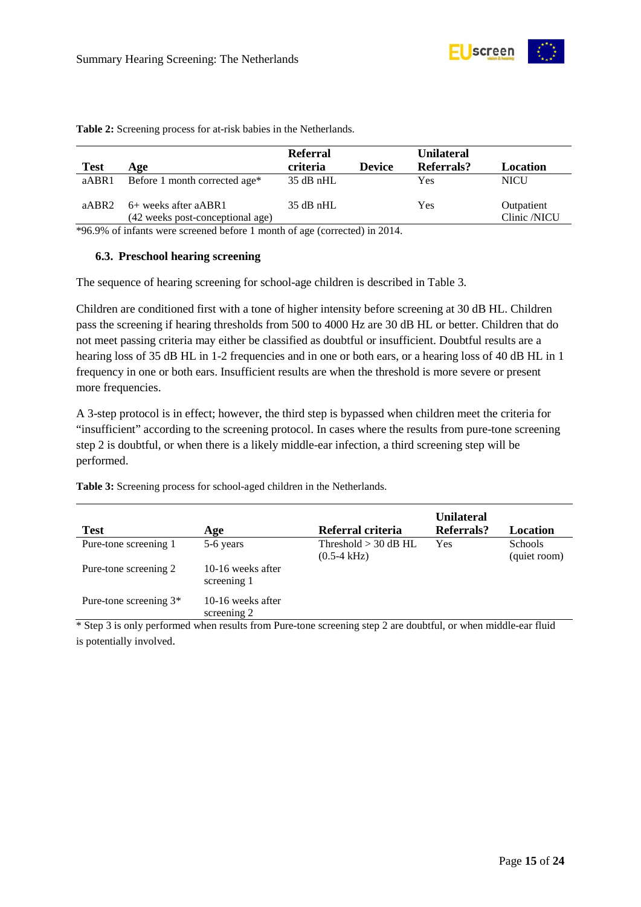**Table 2:** Screening process for at-risk babies in the Netherlands.

| Test | Age | Referral criteria | Device | Unilateral Referrals? | Location |
|---|---|---|---|---|---|
| aABR1 | Before 1 month corrected age* | 35 dB nHL | | Yes | NICU |
| aABR2 | 6+ weeks after aABR1 (42 weeks post-conceptional age) | 35 dB nHL | | Yes | Outpatient Clinic /NICU |

*96.9% of infants were screened before 1 month of age (corrected) in 2014.

### 6.3. Preschool hearing screening

The sequence of hearing screening for school-age children is described in Table 3.

Children are conditioned first with a tone of higher intensity before screening at 30 dB HL. Children pass the screening if hearing thresholds from 500 to 4000 Hz are 30 dB HL or better. Children that do not meet passing criteria may either be classified as doubtful or insufficient. Doubtful results are a hearing loss of 35 dB HL in 1-2 frequencies and in one or both ears, or a hearing loss of 40 dB HL in 1 frequency in one or both ears. Insufficient results are when the threshold is more severe or present more frequencies.

A 3-step protocol is in effect; however, the third step is bypassed when children meet the criteria for "insufficient" according to the screening protocol. In cases where the results from pure-tone screening step 2 is doubtful, or when there is a likely middle-ear infection, a third screening step will be performed.

**Table 3:** Screening process for school-aged children in the Netherlands.

| Test | Age | Referral criteria | Unilateral Referrals? | Location |
|---|---|---|---|---|
| Pure-tone screening 1 | 5-6 years | Threshold > 30 dB HL (0.5-4 kHz) | Yes | Schools (quiet room) |
| Pure-tone screening 2 | 10-16 weeks after screening 1 | | | |
| Pure-tone screening 3* | 10-16 weeks after screening 2 | | | |

* Step 3 is only performed when results from Pure-tone screening step 2 are doubtful, or when middle-ear fluid is potentially involved.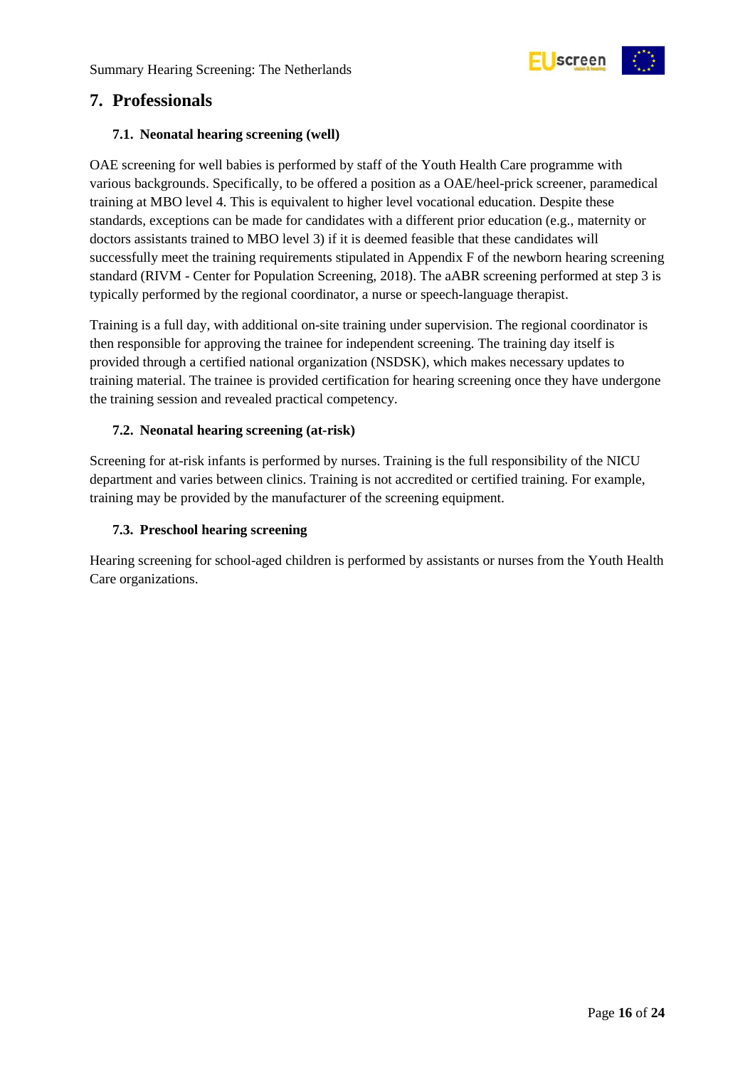## 7. Professionals

### 7.1. Neonatal hearing screening (well)

OAE screening for well babies is performed by staff of the Youth Health Care programme with various backgrounds. Specifically, to be offered a position as a OAE/heel-prick screener, paramedical training at MBO level 4. This is equivalent to higher level vocational education. Despite these standards, exceptions can be made for candidates with a different prior education (e.g., maternity or doctors assistants trained to MBO level 3) if it is deemed feasible that these candidates will successfully meet the training requirements stipulated in Appendix F of the newborn hearing screening standard (RIVM - Center for Population Screening, 2018). The aABR screening performed at step 3 is typically performed by the regional coordinator, a nurse or speech-language therapist.

Training is a full day, with additional on-site training under supervision. The regional coordinator is then responsible for approving the trainee for independent screening. The training day itself is provided through a certified national organization (NSDSK), which makes necessary updates to training material. The trainee is provided certification for hearing screening once they have undergone the training session and revealed practical competency.

### 7.2. Neonatal hearing screening (at-risk)

Screening for at-risk infants is performed by nurses. Training is the full responsibility of the NICU department and varies between clinics. Training is not accredited or certified training. For example, training may be provided by the manufacturer of the screening equipment.

### 7.3. Preschool hearing screening

Hearing screening for school-aged children is performed by assistants or nurses from the Youth Health Care organizations.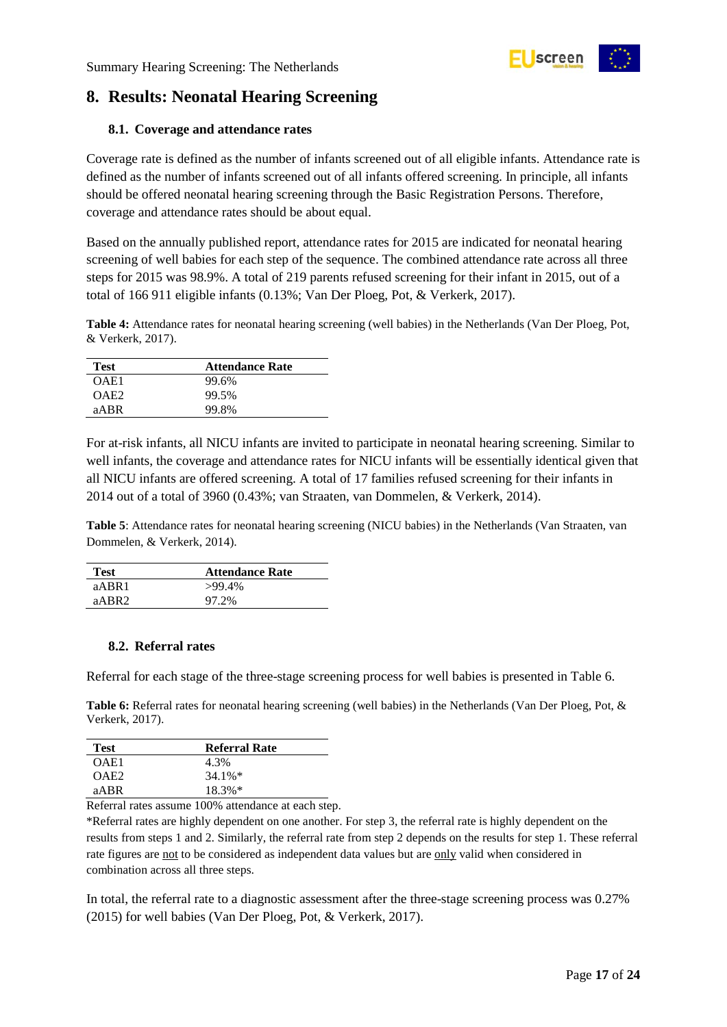## 8. Results: Neonatal Hearing Screening

### 8.1. Coverage and attendance rates

Coverage rate is defined as the number of infants screened out of all eligible infants. Attendance rate is defined as the number of infants screened out of all infants offered screening. In principle, all infants should be offered neonatal hearing screening through the Basic Registration Persons. Therefore, coverage and attendance rates should be about equal.

Based on the annually published report, attendance rates for 2015 are indicated for neonatal hearing screening of well babies for each step of the sequence. The combined attendance rate across all three steps for 2015 was 98.9%. A total of 219 parents refused screening for their infant in 2015, out of a total of 166 911 eligible infants (0.13%; Van Der Ploeg, Pot, & Verkerk, 2017).

**Table 4:** Attendance rates for neonatal hearing screening (well babies) in the Netherlands (Van Der Ploeg, Pot, & Verkerk, 2017).

| Test | Attendance Rate |
|---|---|
| OAE1 | 99.6% |
| OAE2 | 99.5% |
| aABR | 99.8% |

For at-risk infants, all NICU infants are invited to participate in neonatal hearing screening. Similar to well infants, the coverage and attendance rates for NICU infants will be essentially identical given that all NICU infants are offered screening. A total of 17 families refused screening for their infants in 2014 out of a total of 3960 (0.43%; van Straaten, van Dommelen, & Verkerk, 2014).

**Table 5**: Attendance rates for neonatal hearing screening (NICU babies) in the Netherlands (Van Straaten, van Dommelen, & Verkerk, 2014).

| Test | Attendance Rate |
|---|---|
| aABR1 | >99.4% |
| aABR2 | 97.2% |

### 8.2. Referral rates

Referral for each stage of the three-stage screening process for well babies is presented in Table 6.

**Table 6:** Referral rates for neonatal hearing screening (well babies) in the Netherlands (Van Der Ploeg, Pot, & Verkerk, 2017).

| Test | Referral Rate |
|---|---|
| OAE1 | 4.3% |
| OAE2 | 34.1%* |
| aABR | 18.3%* |

Referral rates assume 100% attendance at each step.

*Referral rates are highly dependent on one another. For step 3, the referral rate is highly dependent on the results from steps 1 and 2. Similarly, the referral rate from step 2 depends on the results for step 1. These referral rate figures are not to be considered as independent data values but are only valid when considered in combination across all three steps.

In total, the referral rate to a diagnostic assessment after the three-stage screening process was 0.27% (2015) for well babies (Van Der Ploeg, Pot, & Verkerk, 2017).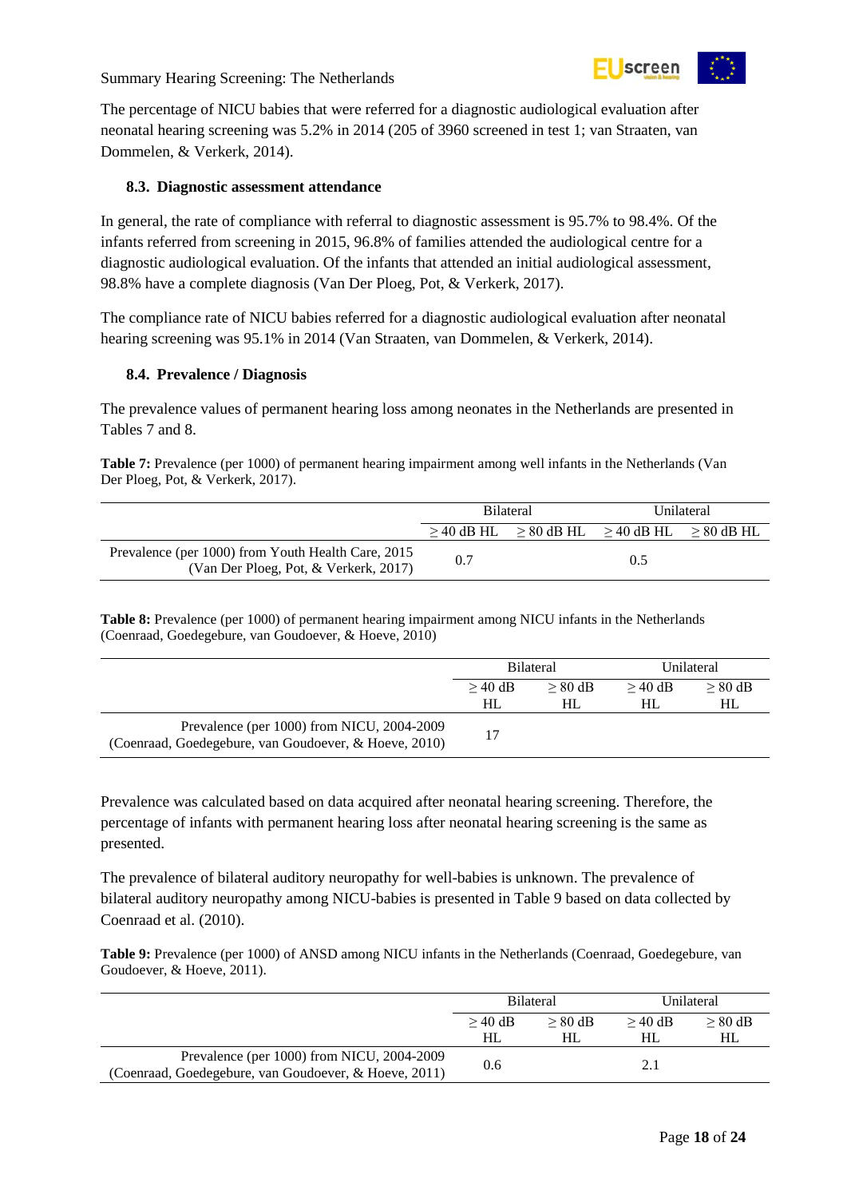The percentage of NICU babies that were referred for a diagnostic audiological evaluation after neonatal hearing screening was 5.2% in 2014 (205 of 3960 screened in test 1; van Straaten, van Dommelen, & Verkerk, 2014).

### 8.3. Diagnostic assessment attendance

In general, the rate of compliance with referral to diagnostic assessment is 95.7% to 98.4%. Of the infants referred from screening in 2015, 96.8% of families attended the audiological centre for a diagnostic audiological evaluation. Of the infants that attended an initial audiological assessment, 98.8% have a complete diagnosis (Van Der Ploeg, Pot, & Verkerk, 2017).

The compliance rate of NICU babies referred for a diagnostic audiological evaluation after neonatal hearing screening was 95.1% in 2014 (Van Straaten, van Dommelen, & Verkerk, 2014).

### 8.4. Prevalence / Diagnosis

The prevalence values of permanent hearing loss among neonates in the Netherlands are presented in Tables 7 and 8.

**Table 7:** Prevalence (per 1000) of permanent hearing impairment among well infants in the Netherlands (Van Der Ploeg, Pot, & Verkerk, 2017).

| | Bilateral | | Unilateral | |
|---|---|---|---|---|
| | ≥ 40 dB HL | ≥ 80 dB HL | ≥ 40 dB HL | ≥ 80 dB HL |
| Prevalence (per 1000) from Youth Health Care, 2015 (Van Der Ploeg, Pot, & Verkerk, 2017) | 0.7 | | 0.5 | |

**Table 8:** Prevalence (per 1000) of permanent hearing impairment among NICU infants in the Netherlands (Coenraad, Goedegebure, van Goudoever, & Hoeve, 2010)

| | Bilateral | | Unilateral | |
|---|---|---|---|---|
| | ≥ 40 dB HL | ≥ 80 dB HL | ≥ 40 dB HL | ≥ 80 dB HL |
| Prevalence (per 1000) from NICU, 2004-2009 (Coenraad, Goedegebure, van Goudoever, & Hoeve, 2010) | 17 | | | |

Prevalence was calculated based on data acquired after neonatal hearing screening. Therefore, the percentage of infants with permanent hearing loss after neonatal hearing screening is the same as presented.

The prevalence of bilateral auditory neuropathy for well-babies is unknown. The prevalence of bilateral auditory neuropathy among NICU-babies is presented in Table 9 based on data collected by Coenraad et al. (2010).

**Table 9:** Prevalence (per 1000) of ANSD among NICU infants in the Netherlands (Coenraad, Goedegebure, van Goudoever, & Hoeve, 2011).

| | Bilateral | | Unilateral | |
|---|---|---|---|---|
| | ≥ 40 dB HL | ≥ 80 dB HL | ≥ 40 dB HL | ≥ 80 dB HL |
| Prevalence (per 1000) from NICU, 2004-2009 (Coenraad, Goedegebure, van Goudoever, & Hoeve, 2011) | 0.6 | | 2.1 | |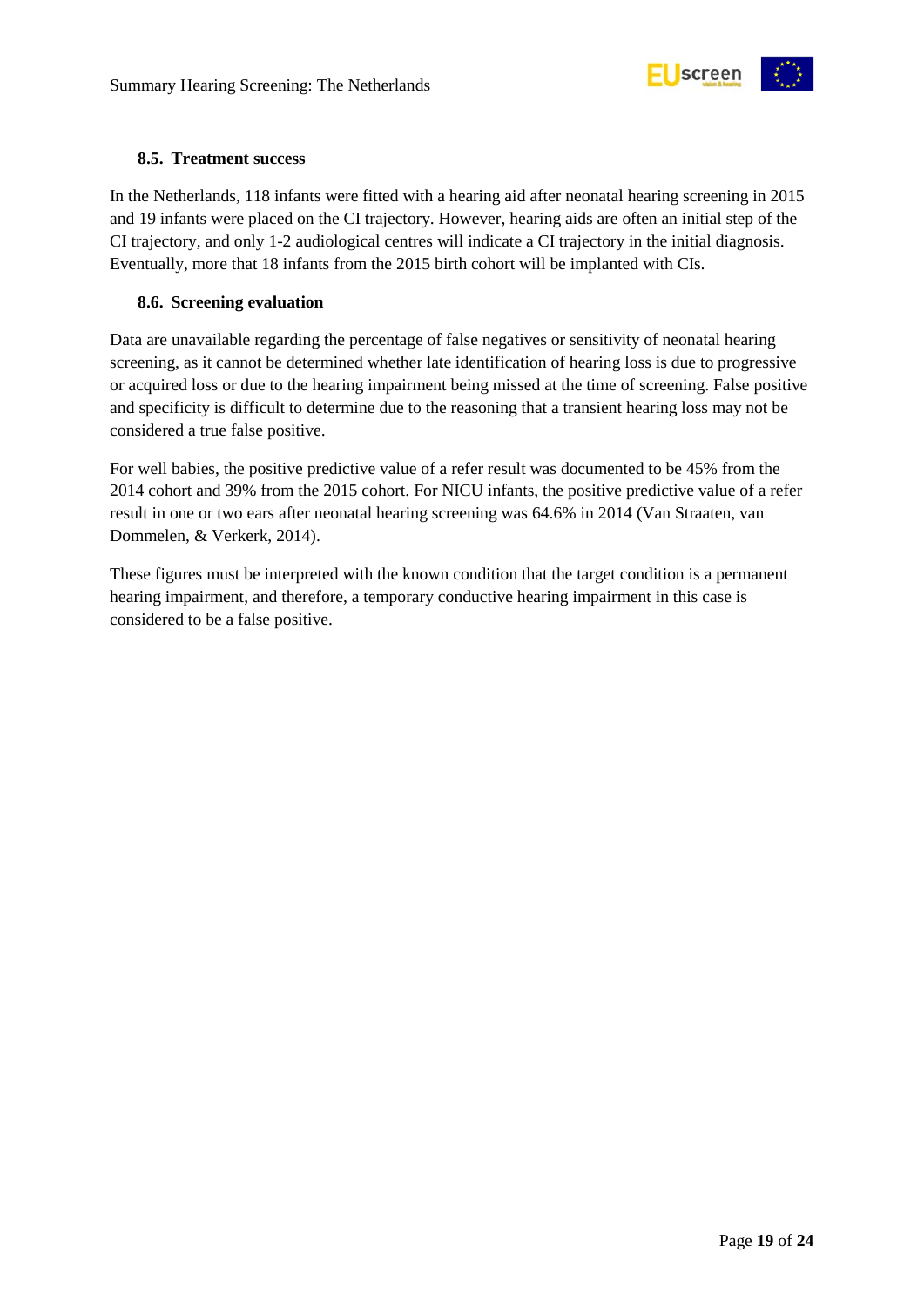### 8.5. Treatment success

In the Netherlands, 118 infants were fitted with a hearing aid after neonatal hearing screening in 2015 and 19 infants were placed on the CI trajectory. However, hearing aids are often an initial step of the CI trajectory, and only 1-2 audiological centres will indicate a CI trajectory in the initial diagnosis. Eventually, more that 18 infants from the 2015 birth cohort will be implanted with CIs.

### 8.6. Screening evaluation

Data are unavailable regarding the percentage of false negatives or sensitivity of neonatal hearing screening, as it cannot be determined whether late identification of hearing loss is due to progressive or acquired loss or due to the hearing impairment being missed at the time of screening. False positive and specificity is difficult to determine due to the reasoning that a transient hearing loss may not be considered a true false positive.

For well babies, the positive predictive value of a refer result was documented to be 45% from the 2014 cohort and 39% from the 2015 cohort. For NICU infants, the positive predictive value of a refer result in one or two ears after neonatal hearing screening was 64.6% in 2014 (Van Straaten, van Dommelen, & Verkerk, 2014).

These figures must be interpreted with the known condition that the target condition is a permanent hearing impairment, and therefore, a temporary conductive hearing impairment in this case is considered to be a false positive.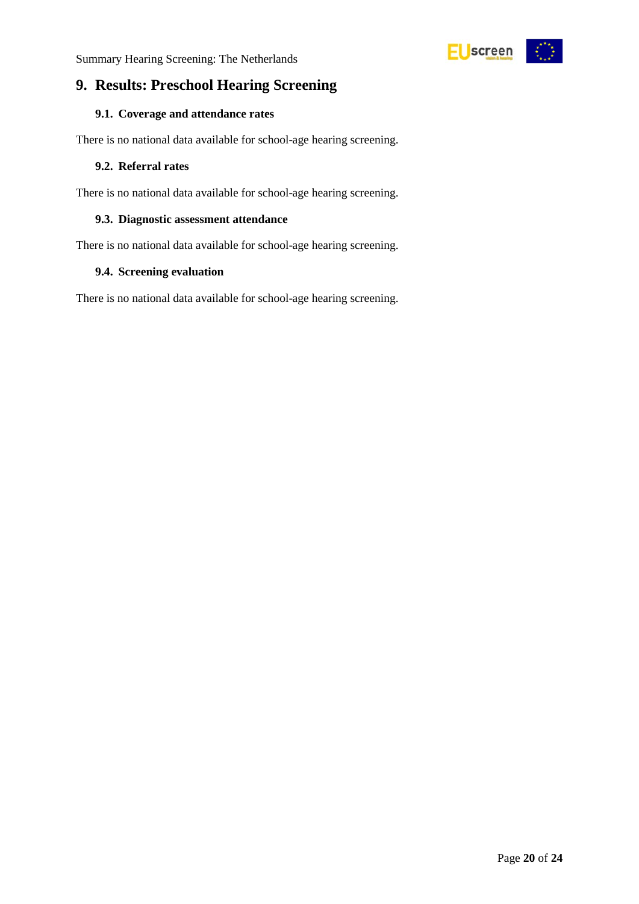# 9. Results: Preschool Hearing Screening

## 9.1. Coverage and attendance rates

There is no national data available for school-age hearing screening.

## 9.2. Referral rates

There is no national data available for school-age hearing screening.

## 9.3. Diagnostic assessment attendance

There is no national data available for school-age hearing screening.

## 9.4. Screening evaluation

There is no national data available for school-age hearing screening.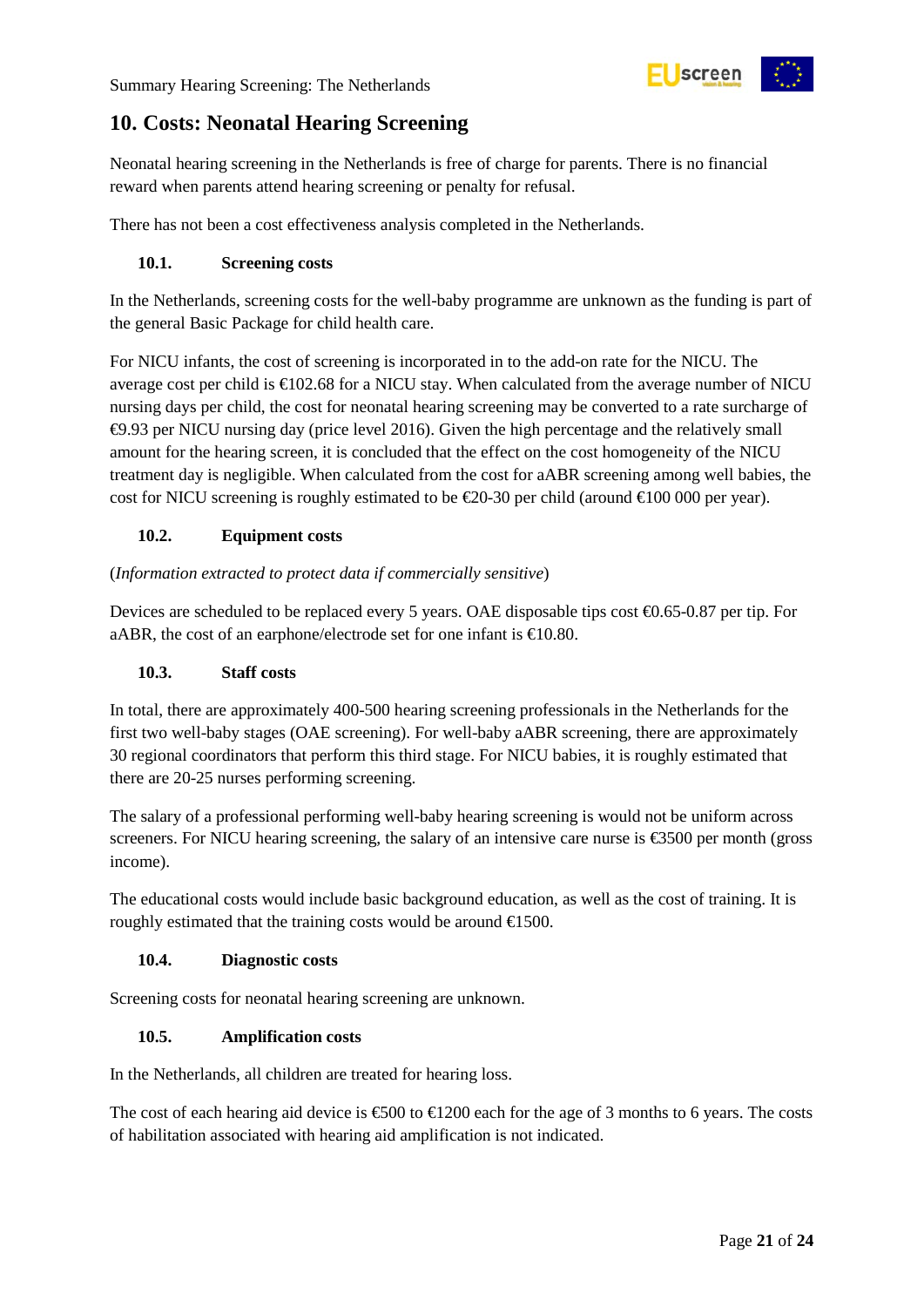# 10. Costs: Neonatal Hearing Screening

Neonatal hearing screening in the Netherlands is free of charge for parents. There is no financial reward when parents attend hearing screening or penalty for refusal.

There has not been a cost effectiveness analysis completed in the Netherlands.

## 10.1. Screening costs

In the Netherlands, screening costs for the well-baby programme are unknown as the funding is part of the general Basic Package for child health care.

For NICU infants, the cost of screening is incorporated in to the add-on rate for the NICU. The average cost per child is €102.68 for a NICU stay. When calculated from the average number of NICU nursing days per child, the cost for neonatal hearing screening may be converted to a rate surcharge of €9.93 per NICU nursing day (price level 2016). Given the high percentage and the relatively small amount for the hearing screen, it is concluded that the effect on the cost homogeneity of the NICU treatment day is negligible. When calculated from the cost for aABR screening among well babies, the cost for NICU screening is roughly estimated to be €20-30 per child (around €100 000 per year).

## 10.2. Equipment costs

(*Information extracted to protect data if commercially sensitive*)

Devices are scheduled to be replaced every 5 years. OAE disposable tips cost €0.65-0.87 per tip. For aABR, the cost of an earphone/electrode set for one infant is €10.80.

## 10.3. Staff costs

In total, there are approximately 400-500 hearing screening professionals in the Netherlands for the first two well-baby stages (OAE screening). For well-baby aABR screening, there are approximately 30 regional coordinators that perform this third stage. For NICU babies, it is roughly estimated that there are 20-25 nurses performing screening.

The salary of a professional performing well-baby hearing screening is would not be uniform across screeners. For NICU hearing screening, the salary of an intensive care nurse is €3500 per month (gross income).

The educational costs would include basic background education, as well as the cost of training. It is roughly estimated that the training costs would be around €1500.

## 10.4. Diagnostic costs

Screening costs for neonatal hearing screening are unknown.

## 10.5. Amplification costs

In the Netherlands, all children are treated for hearing loss.

The cost of each hearing aid device is €500 to €1200 each for the age of 3 months to 6 years. The costs of habilitation associated with hearing aid amplification is not indicated.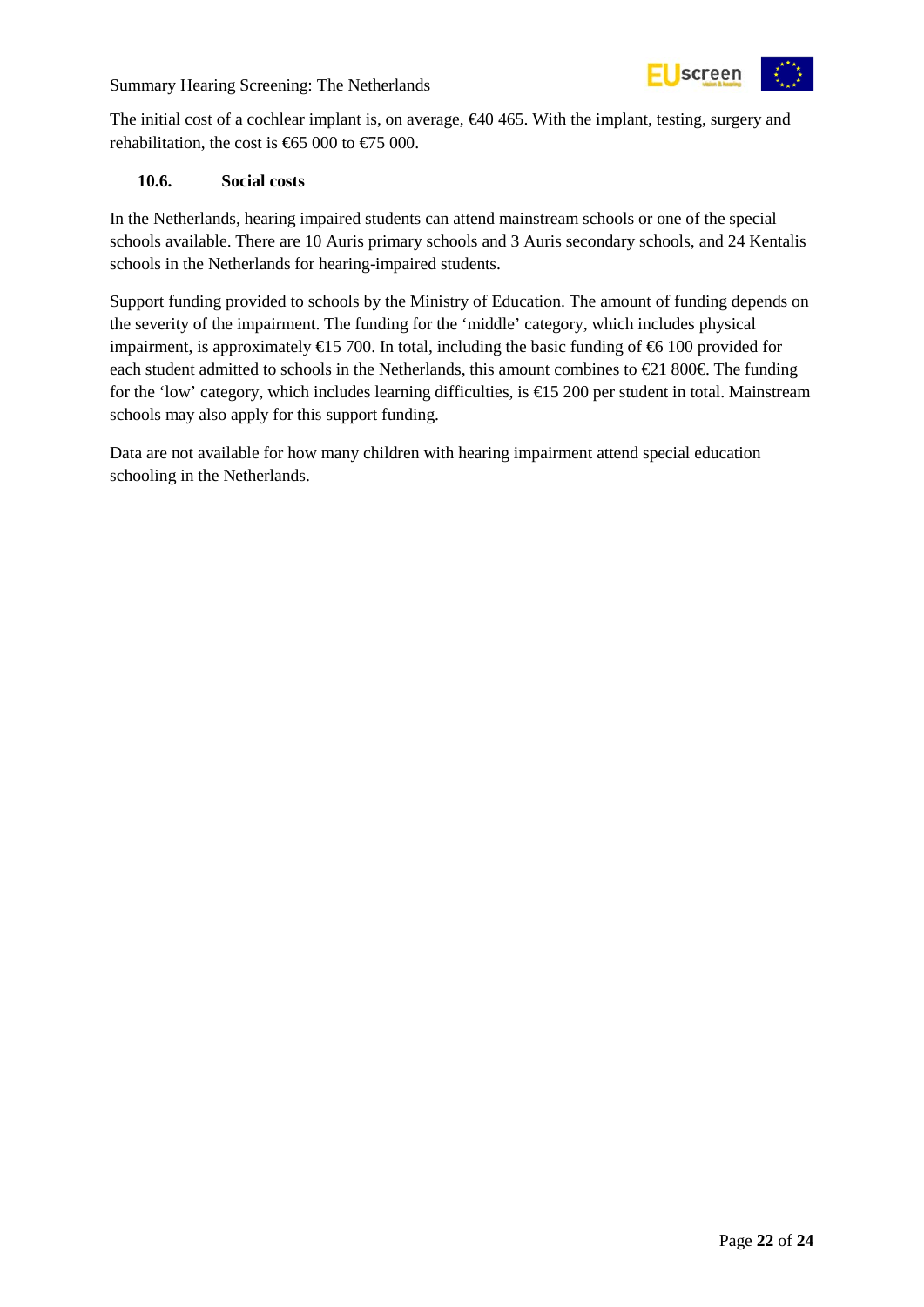The initial cost of a cochlear implant is, on average, €40 465. With the implant, testing, surgery and rehabilitation, the cost is €65 000 to €75 000.

### 10.6. Social costs

In the Netherlands, hearing impaired students can attend mainstream schools or one of the special schools available. There are 10 Auris primary schools and 3 Auris secondary schools, and 24 Kentalis schools in the Netherlands for hearing-impaired students.

Support funding provided to schools by the Ministry of Education. The amount of funding depends on the severity of the impairment. The funding for the 'middle' category, which includes physical impairment, is approximately €15 700. In total, including the basic funding of €6 100 provided for each student admitted to schools in the Netherlands, this amount combines to €21 800€. The funding for the 'low' category, which includes learning difficulties, is €15 200 per student in total. Mainstream schools may also apply for this support funding.

Data are not available for how many children with hearing impairment attend special education schooling in the Netherlands.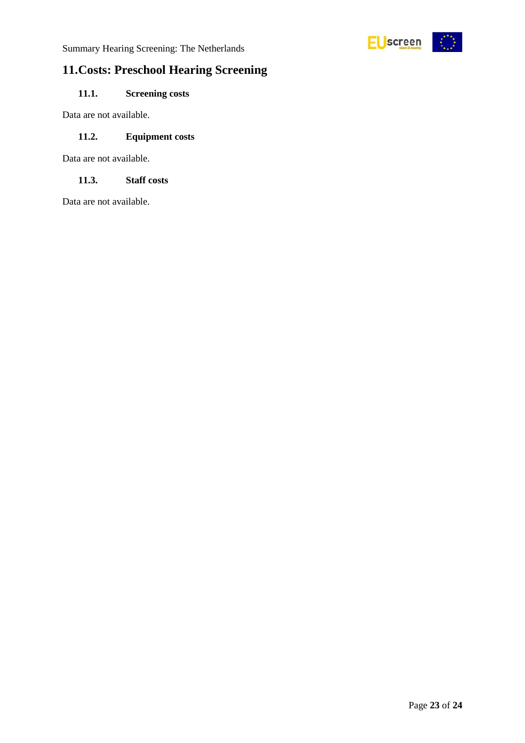# 11. Costs: Preschool Hearing Screening

## 11.1. Screening costs

Data are not available.

## 11.2. Equipment costs

Data are not available.

## 11.3. Staff costs

Data are not available.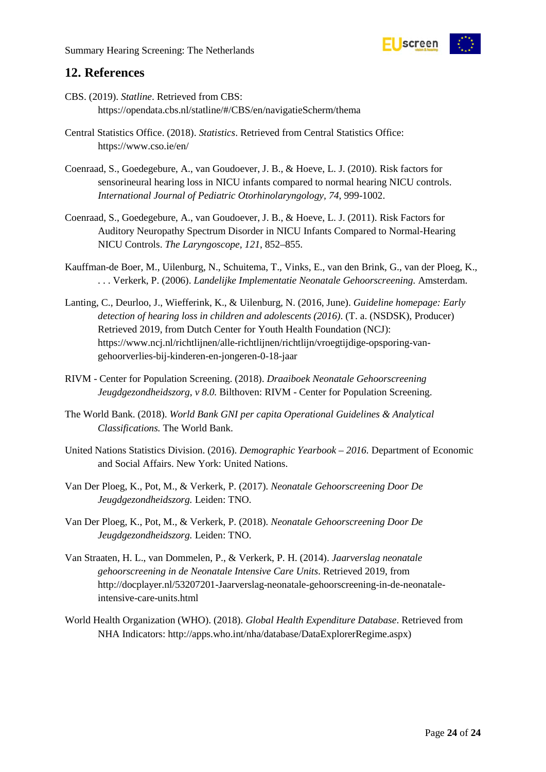## 12. References

CBS. (2019). *Statline*. Retrieved from CBS: https://opendata.cbs.nl/statline/#/CBS/en/navigatieScherm/thema

Central Statistics Office. (2018). *Statistics*. Retrieved from Central Statistics Office: https://www.cso.ie/en/

Coenraad, S., Goedegebure, A., van Goudoever, J. B., & Hoeve, L. J. (2010). Risk factors for sensorineural hearing loss in NICU infants compared to normal hearing NICU controls. *International Journal of Pediatric Otorhinolaryngology, 74*, 999-1002.

Coenraad, S., Goedegebure, A., van Goudoever, J. B., & Hoeve, L. J. (2011). Risk Factors for Auditory Neuropathy Spectrum Disorder in NICU Infants Compared to Normal-Hearing NICU Controls. *The Laryngoscope, 121*, 852–855.

Kauffman-de Boer, M., Uilenburg, N., Schuitema, T., Vinks, E., van den Brink, G., van der Ploeg, K., . . . Verkerk, P. (2006). *Landelijke Implementatie Neonatale Gehoorscreening.* Amsterdam.

Lanting, C., Deurloo, J., Wiefferink, K., & Uilenburg, N. (2016, June). *Guideline homepage: Early detection of hearing loss in children and adolescents (2016)*. (T. a. (NSDSK), Producer) Retrieved 2019, from Dutch Center for Youth Health Foundation (NCJ): https://www.ncj.nl/richtlijnen/alle-richtlijnen/richtlijn/vroegtijdige-opsporing-van-gehoorverlies-bij-kinderen-en-jongeren-0-18-jaar

RIVM - Center for Population Screening. (2018). *Draaiboek Neonatale Gehoorscreening Jeugdgezondheidszorg, v 8.0.* Bilthoven: RIVM - Center for Population Screening.

The World Bank. (2018). *World Bank GNI per capita Operational Guidelines & Analytical Classifications.* The World Bank.

United Nations Statistics Division. (2016). *Demographic Yearbook – 2016.* Department of Economic and Social Affairs. New York: United Nations.

Van Der Ploeg, K., Pot, M., & Verkerk, P. (2017). *Neonatale Gehoorscreening Door De Jeugdgezondheidszorg.* Leiden: TNO.

Van Der Ploeg, K., Pot, M., & Verkerk, P. (2018). *Neonatale Gehoorscreening Door De Jeugdgezondheidszorg.* Leiden: TNO.

Van Straaten, H. L., van Dommelen, P., & Verkerk, P. H. (2014). *Jaarverslag neonatale gehoorscreening in de Neonatale Intensive Care Units*. Retrieved 2019, from http://docplayer.nl/53207201-Jaarverslag-neonatale-gehoorscreening-in-de-neonatale-intensive-care-units.html

World Health Organization (WHO). (2018). *Global Health Expenditure Database*. Retrieved from NHA Indicators: http://apps.who.int/nha/database/DataExplorerRegime.aspx)